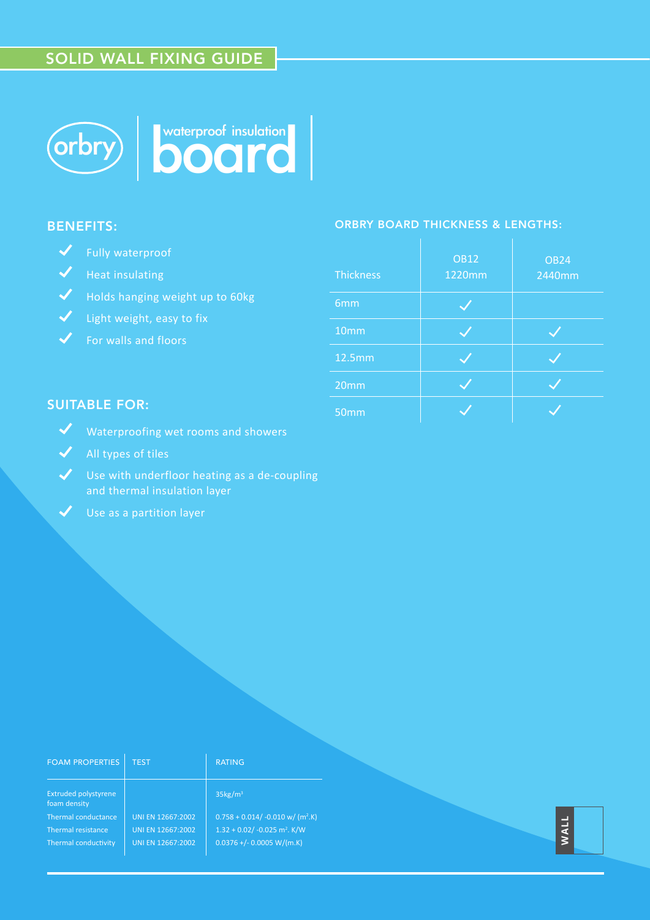# SOLID WALL FIXING GUIDE

orbry | waterproof insulation **board**

## BENEFITS:

- ✓ Fully waterproof
- ✓ Heat insulating
- ✓ Holds hanging weight up to 60kg
- ✓ Light weight, easy to fix
- ✓ For walls and floors

## SUITABLE FOR:

- ✓ Waterproofing wet rooms and showers
- ✓ All types of tiles
- ✓ Use with underfloor heating as a de-coupling and thermal insulation layer
- ✓ Use as a partition layer

## ORBRY BOARD THICKNESS & LENGTHS:

| Thickness | OB12 1220mm | OB24 2440mm |
|---|---|---|
| 6mm | ✓ | |
| 10mm | ✓ | ✓ |
| 12.5mm | ✓ | ✓ |
| 20mm | ✓ | ✓ |
| 50mm | ✓ | ✓ |

| FOAM PROPERTIES | TEST | RATING |
|---|---|---|
| Extruded polystyrene foam density | | $35kg/m^3$ |
| Thermal conductance | UNI EN 12667:2002 | $0.758 + 0.014/ -0.010$ w/ ($m^2$.K) |
| Thermal resistance | UNI EN 12667:2002 | $1.32 + 0.02/ -0.025$ $m^2$. K/W |
| Thermal conductivity | UNI EN 12667:2002 | $0.0376$ +/- $0.0005$ W/(m.K) |

WALL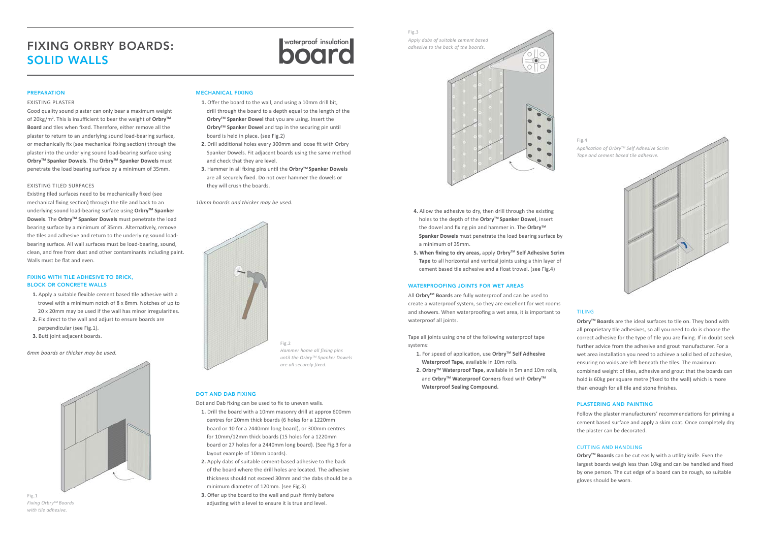# FIXING ORBRY BOARDS: SOLID WALLS

waterproof insulation board

## PREPARATION

### EXISTING PLASTER

Good quality sound plaster can only bear a maximum weight of 20kg/m². This is insufficient to bear the weight of **Orbry™ Board** and tiles when fixed. Therefore, either remove all the plaster to return to an underlying sound load-bearing surface, or mechanically fix (see mechanical fixing section) through the plaster into the underlying sound load-bearing surface using **Orbry™ Spanker Dowels**. The **Orbry™ Spanker Dowels** must penetrate the load bearing surface by a minimum of 35mm.

### EXISTING TILED SURFACES

Existing tiled surfaces need to be mechanically fixed (see mechanical fixing section) through the tile and back to an underlying sound load-bearing surface using **Orbry™ Spanker Dowels**. The **Orbry™ Spanker Dowels** must penetrate the load bearing surface by a minimum of 35mm. Alternatively, remove the tiles and adhesive and return to the underlying sound load-bearing surface. All wall surfaces must be load-bearing, sound, clean, and free from dust and other contaminants including paint. Walls must be flat and even.

## FIXING WITH TILE ADHESIVE TO BRICK, BLOCK OR CONCRETE WALLS

1. Apply a suitable flexible cement based tile adhesive with a trowel with a minimum notch of 8 x 8mm. Notches of up to 20 x 20mm may be used if the wall has minor irregularities.
2. Fix direct to the wall and adjust to ensure boards are perpendicular (see Fig.1).
3. Butt joint adjacent boards.

*6mm boards or thicker may be used.*

Fig.1
*Fixing Orbry™ Boards with tile adhesive.*

## MECHANICAL FIXING

1. Offer the board to the wall, and using a 10mm drill bit, drill through the board to a depth equal to the length of the **Orbry™ Spanker Dowel** that you are using. Insert the **Orbry™ Spanker Dowel** and tap in the securing pin until board is held in place. (see Fig.2)
2. Drill additional holes every 300mm and loose fit with Orbry Spanker Dowels. Fit adjacent boards using the same method and check that they are level.
3. Hammer in all fixing pins until the **Orbry™ Spanker Dowels** are all securely fixed. Do not over hammer the dowels or they will crush the boards.

*10mm boards and thicker may be used.*

Fig.2
*Hammer home all fixing pins until the Orbry™ Spanker Dowels are all securely fixed.*

## DOT AND DAB FIXING

Dot and Dab fixing can be used to fix to uneven walls.

1. Drill the board with a 10mm masonry drill at approx 600mm centres for 20mm thick boards (6 holes for a 1220mm board or 10 for a 2440mm long board), or 300mm centres for 10mm/12mm thick boards (15 holes for a 1220mm board or 27 holes for a 2440mm long board). (See Fig.3 for a layout example of 10mm boards).
2. Apply dabs of suitable cement-based adhesive to the back of the board where the drill holes are located. The adhesive thickness should not exceed 30mm and the dabs should be a minimum diameter of 120mm. (see Fig.3)
3. Offer up the board to the wall and push firmly before adjusting with a level to ensure it is true and level.

Fig.3
*Apply dabs of suitable cement based adhesive to the back of the boards.*

4. Allow the adhesive to dry, then drill through the existing holes to the depth of the **Orbry™ Spanker Dowel**, insert the dowel and fixing pin and hammer in. The **Orbry™ Spanker Dowels** must penetrate the load bearing surface by a minimum of 35mm.
5. **When fixing to dry areas,** apply **Orbry™ Self Adhesive Scrim Tape** to all horizontal and vertical joints using a thin layer of cement based tile adhesive and a float trowel. (see Fig.4)

## WATERPROOFING JOINTS FOR WET AREAS

All **Orbry™ Boards** are fully waterproof and can be used to create a waterproof system, so they are excellent for wet rooms and showers. When waterproofing a wet area, it is important to waterproof all joints.

Tape all joints using one of the following waterproof tape systems:

1. For speed of application, use **Orbry™ Self Adhesive Waterproof Tape**, available in 10m rolls.
2. **Orbry™ Waterproof Tape**, available in 5m and 10m rolls, and **Orbry™ Waterproof Corners** fixed with **Orbry™ Waterproof Sealing Compound.**

Fig.4
*Application of Orbry™ Self Adhesive Scrim Tape and cement based tile adhesive.*

## TILING

**Orbry™ Boards** are the ideal surfaces to tile on. They bond with all proprietary tile adhesives, so all you need to do is choose the correct adhesive for the type of tile you are fixing. If in doubt seek further advice from the adhesive and grout manufacturer. For a wet area installation you need to achieve a solid bed of adhesive, ensuring no voids are left beneath the tiles. The maximum combined weight of tiles, adhesive and grout that the boards can hold is 60kg per square metre (fixed to the wall) which is more than enough for all tile and stone finishes.

## PLASTERING AND PAINTING

Follow the plaster manufacturers' recommendations for priming a cement based surface and apply a skim coat. Once completely dry the plaster can be decorated.

### CUTTING AND HANDLING

**Orbry™ Boards** can be cut easily with a utility knife. Even the largest boards weigh less than 10kg and can be handled and fixed by one person. The cut edge of a board can be rough, so suitable gloves should be worn.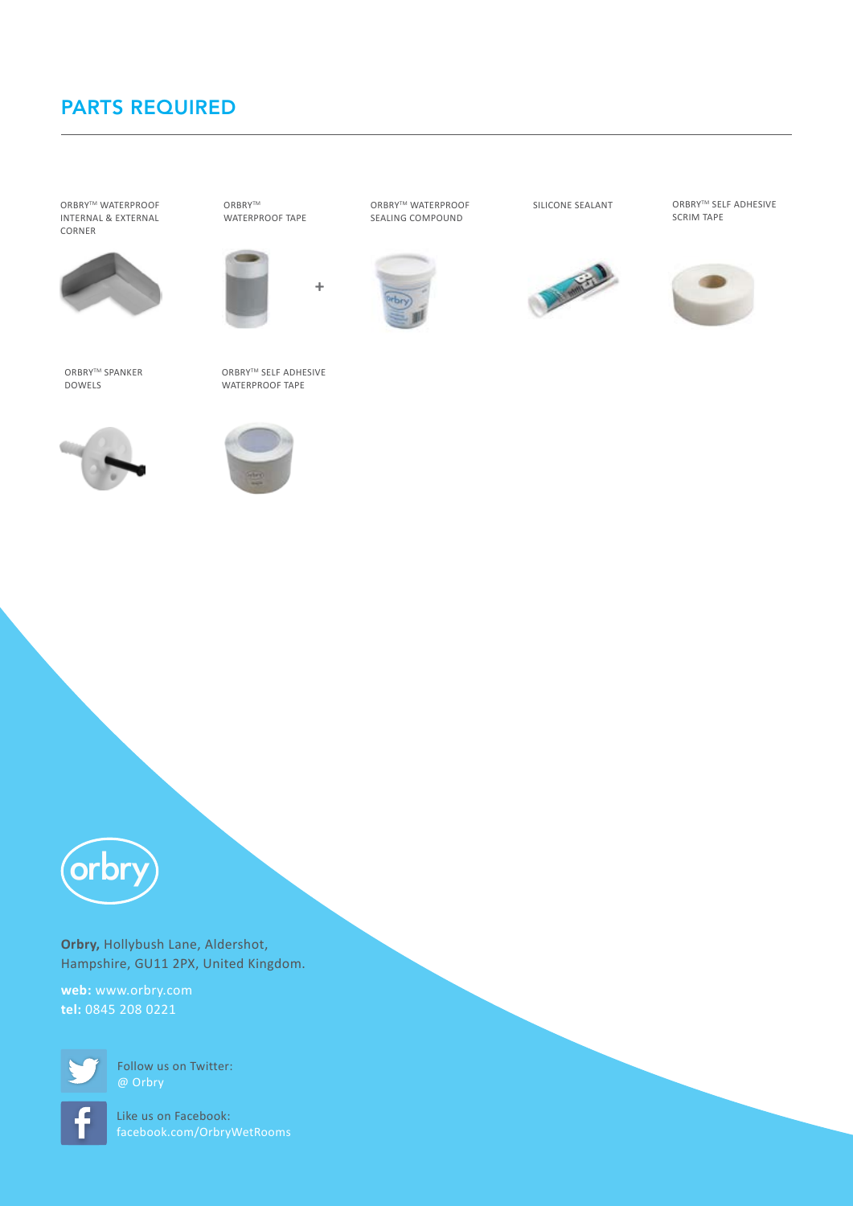## PARTS REQUIRED

ORBRY™ WATERPROOF INTERNAL & EXTERNAL CORNER

ORBRY™ WATERPROOF TAPE

\+

ORBRY™ WATERPROOF SEALING COMPOUND

SILICONE SEALANT

ORBRY™ SELF ADHESIVE SCRIM TAPE

ORBRY™ SPANKER DOWELS

ORBRY™ SELF ADHESIVE WATERPROOF TAPE

orbry

**Orbry,** Hollybush Lane, Aldershot, Hampshire, GU11 2PX, United Kingdom.

**web:** www.orbry.com
**tel:** 0845 208 0221

Follow us on Twitter: @ Orbry

Like us on Facebook: facebook.com/OrbryWetRooms